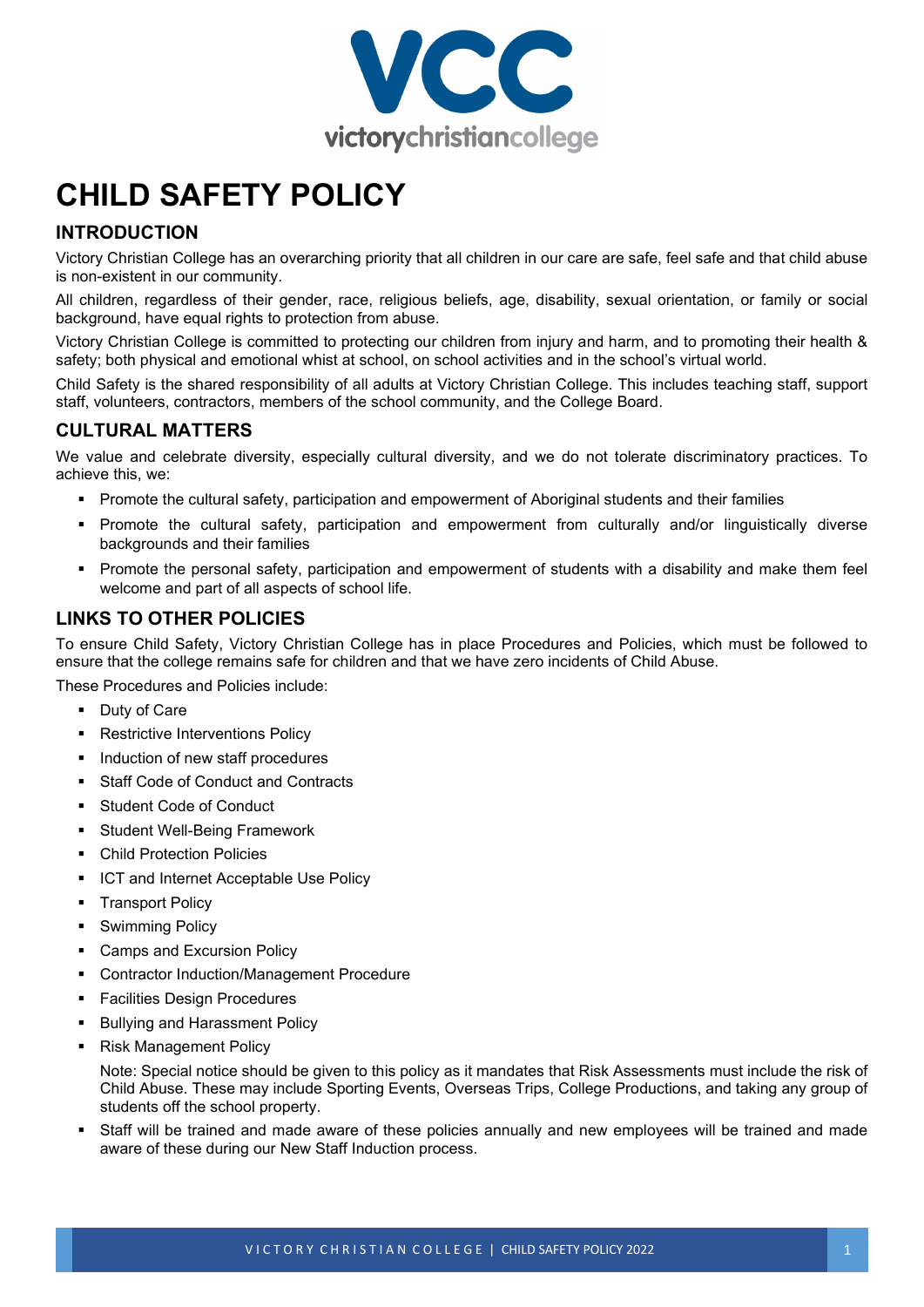# CHILD SAFETY POLICY

## INTRODUCTION

Victory Christian College has an overarching priority that all children in our care are safe, feel safe and that child abuse is non-existent in our community.

All children, regardless of their gender, race, religious beliefs, age, disability, sexual orientation, or family or social background, have equal rights to protection from abuse.

Victory Christian College is committed to protecting our children from injury and harm, and to promoting their health & safety; both physical and emotional whist at school, on school activities and in the school's virtual world.

Child Safety is the shared responsibility of all adults at Victory Christian College. This includes teaching staff, support staff, volunteers, contractors, members of the school community, and the College Board.

## CULTURAL MATTERS

We value and celebrate diversity, especially cultural diversity, and we do not tolerate discriminatory practices. To achieve this, we:

- Promote the cultural safety, participation and empowerment of Aboriginal students and their families
- Promote the cultural safety, participation and empowerment from culturally and/or linguistically diverse backgrounds and their families
- Promote the personal safety, participation and empowerment of students with a disability and make them feel welcome and part of all aspects of school life.

## LINKS TO OTHER POLICIES

To ensure Child Safety, Victory Christian College has in place Procedures and Policies, which must be followed to ensure that the college remains safe for children and that we have zero incidents of Child Abuse.

These Procedures and Policies include:

- Duty of Care
- Restrictive Interventions Policy
- Induction of new staff procedures
- Staff Code of Conduct and Contracts
- Student Code of Conduct
- Student Well-Being Framework
- Child Protection Policies
- ICT and Internet Acceptable Use Policy
- Transport Policy
- Swimming Policy
- Camps and Excursion Policy
- Contractor Induction/Management Procedure
- Facilities Design Procedures
- Bullying and Harassment Policy
- Risk Management Policy

  Note: Special notice should be given to this policy as it mandates that Risk Assessments must include the risk of Child Abuse. These may include Sporting Events, Overseas Trips, College Productions, and taking any group of students off the school property.
- Staff will be trained and made aware of these policies annually and new employees will be trained and made aware of these during our New Staff Induction process.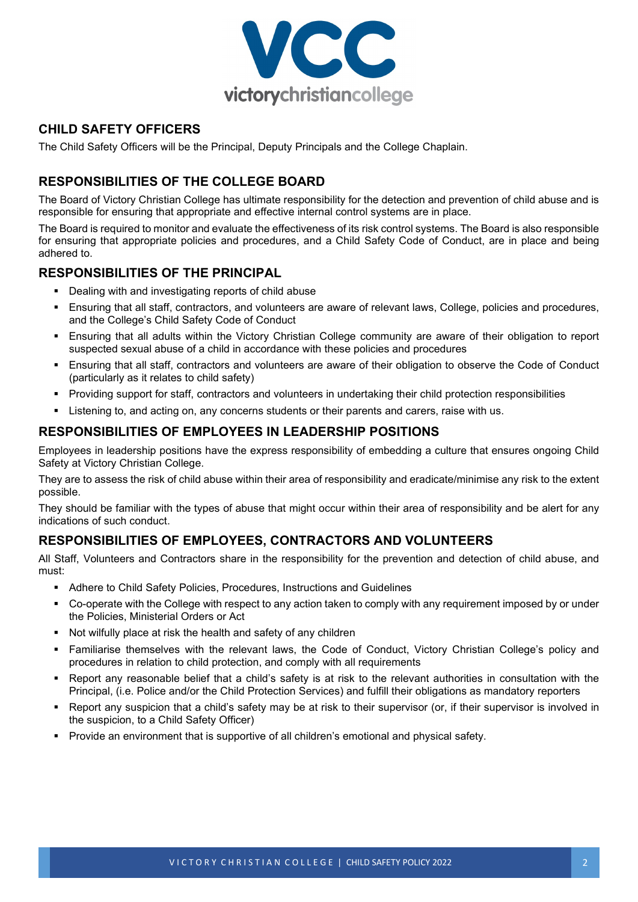## CHILD SAFETY OFFICERS

The Child Safety Officers will be the Principal, Deputy Principals and the College Chaplain.

## RESPONSIBILITIES OF THE COLLEGE BOARD

The Board of Victory Christian College has ultimate responsibility for the detection and prevention of child abuse and is responsible for ensuring that appropriate and effective internal control systems are in place.

The Board is required to monitor and evaluate the effectiveness of its risk control systems. The Board is also responsible for ensuring that appropriate policies and procedures, and a Child Safety Code of Conduct, are in place and being adhered to.

## RESPONSIBILITIES OF THE PRINCIPAL

- Dealing with and investigating reports of child abuse
- Ensuring that all staff, contractors, and volunteers are aware of relevant laws, College, policies and procedures, and the College's Child Safety Code of Conduct
- Ensuring that all adults within the Victory Christian College community are aware of their obligation to report suspected sexual abuse of a child in accordance with these policies and procedures
- Ensuring that all staff, contractors and volunteers are aware of their obligation to observe the Code of Conduct (particularly as it relates to child safety)
- Providing support for staff, contractors and volunteers in undertaking their child protection responsibilities
- Listening to, and acting on, any concerns students or their parents and carers, raise with us.

## RESPONSIBILITIES OF EMPLOYEES IN LEADERSHIP POSITIONS

Employees in leadership positions have the express responsibility of embedding a culture that ensures ongoing Child Safety at Victory Christian College.

They are to assess the risk of child abuse within their area of responsibility and eradicate/minimise any risk to the extent possible.

They should be familiar with the types of abuse that might occur within their area of responsibility and be alert for any indications of such conduct.

## RESPONSIBILITIES OF EMPLOYEES, CONTRACTORS AND VOLUNTEERS

All Staff, Volunteers and Contractors share in the responsibility for the prevention and detection of child abuse, and must:

- Adhere to Child Safety Policies, Procedures, Instructions and Guidelines
- Co-operate with the College with respect to any action taken to comply with any requirement imposed by or under the Policies, Ministerial Orders or Act
- Not wilfully place at risk the health and safety of any children
- Familiarise themselves with the relevant laws, the Code of Conduct, Victory Christian College's policy and procedures in relation to child protection, and comply with all requirements
- Report any reasonable belief that a child's safety is at risk to the relevant authorities in consultation with the Principal, (i.e. Police and/or the Child Protection Services) and fulfill their obligations as mandatory reporters
- Report any suspicion that a child's safety may be at risk to their supervisor (or, if their supervisor is involved in the suspicion, to a Child Safety Officer)
- Provide an environment that is supportive of all children's emotional and physical safety.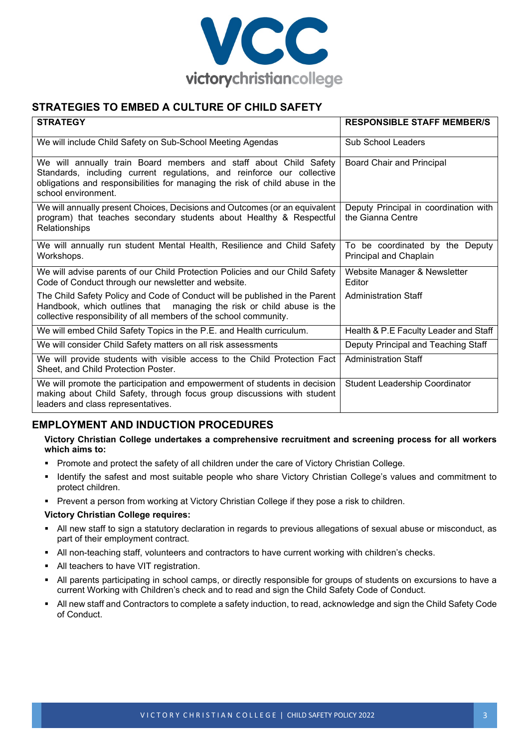## STRATEGIES TO EMBED A CULTURE OF CHILD SAFETY

| STRATEGY | RESPONSIBLE STAFF MEMBER/S |
|---|---|
| We will include Child Safety on Sub-School Meeting Agendas | Sub School Leaders |
| We will annually train Board members and staff about Child Safety Standards, including current regulations, and reinforce our collective obligations and responsibilities for managing the risk of child abuse in the school environment. | Board Chair and Principal |
| We will annually present Choices, Decisions and Outcomes (or an equivalent program) that teaches secondary students about Healthy & Respectful Relationships | Deputy Principal in coordination with the Gianna Centre |
| We will annually run student Mental Health, Resilience and Child Safety Workshops. | To be coordinated by the Deputy Principal and Chaplain |
| We will advise parents of our Child Protection Policies and our Child Safety Code of Conduct through our newsletter and website. | Website Manager & Newsletter Editor |
| The Child Safety Policy and Code of Conduct will be published in the Parent Handbook, which outlines that managing the risk or child abuse is the collective responsibility of all members of the school community. | Administration Staff |
| We will embed Child Safety Topics in the P.E. and Health curriculum. | Health & P.E Faculty Leader and Staff |
| We will consider Child Safety matters on all risk assessments | Deputy Principal and Teaching Staff |
| We will provide students with visible access to the Child Protection Fact Sheet, and Child Protection Poster. | Administration Staff |
| We will promote the participation and empowerment of students in decision making about Child Safety, through focus group discussions with student leaders and class representatives. | Student Leadership Coordinator |

## EMPLOYMENT AND INDUCTION PROCEDURES

**Victory Christian College undertakes a comprehensive recruitment and screening process for all workers which aims to:**

- Promote and protect the safety of all children under the care of Victory Christian College.
- Identify the safest and most suitable people who share Victory Christian College's values and commitment to protect children.
- Prevent a person from working at Victory Christian College if they pose a risk to children.

**Victory Christian College requires:**

- All new staff to sign a statutory declaration in regards to previous allegations of sexual abuse or misconduct, as part of their employment contract.
- All non-teaching staff, volunteers and contractors to have current working with children's checks.
- All teachers to have VIT registration.
- All parents participating in school camps, or directly responsible for groups of students on excursions to have a current Working with Children's check and to read and sign the Child Safety Code of Conduct.
- All new staff and Contractors to complete a safety induction, to read, acknowledge and sign the Child Safety Code of Conduct.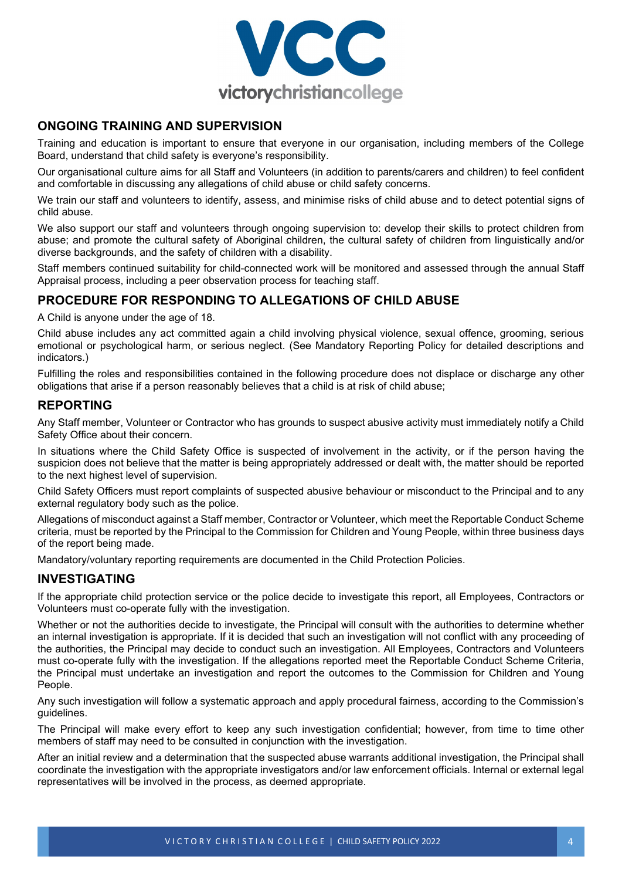## ONGOING TRAINING AND SUPERVISION

Training and education is important to ensure that everyone in our organisation, including members of the College Board, understand that child safety is everyone's responsibility.

Our organisational culture aims for all Staff and Volunteers (in addition to parents/carers and children) to feel confident and comfortable in discussing any allegations of child abuse or child safety concerns.

We train our staff and volunteers to identify, assess, and minimise risks of child abuse and to detect potential signs of child abuse.

We also support our staff and volunteers through ongoing supervision to: develop their skills to protect children from abuse; and promote the cultural safety of Aboriginal children, the cultural safety of children from linguistically and/or diverse backgrounds, and the safety of children with a disability.

Staff members continued suitability for child-connected work will be monitored and assessed through the annual Staff Appraisal process, including a peer observation process for teaching staff.

## PROCEDURE FOR RESPONDING TO ALLEGATIONS OF CHILD ABUSE

A Child is anyone under the age of 18.

Child abuse includes any act committed again a child involving physical violence, sexual offence, grooming, serious emotional or psychological harm, or serious neglect. (See Mandatory Reporting Policy for detailed descriptions and indicators.)

Fulfilling the roles and responsibilities contained in the following procedure does not displace or discharge any other obligations that arise if a person reasonably believes that a child is at risk of child abuse;

## REPORTING

Any Staff member, Volunteer or Contractor who has grounds to suspect abusive activity must immediately notify a Child Safety Office about their concern.

In situations where the Child Safety Office is suspected of involvement in the activity, or if the person having the suspicion does not believe that the matter is being appropriately addressed or dealt with, the matter should be reported to the next highest level of supervision.

Child Safety Officers must report complaints of suspected abusive behaviour or misconduct to the Principal and to any external regulatory body such as the police.

Allegations of misconduct against a Staff member, Contractor or Volunteer, which meet the Reportable Conduct Scheme criteria, must be reported by the Principal to the Commission for Children and Young People, within three business days of the report being made.

Mandatory/voluntary reporting requirements are documented in the Child Protection Policies.

## INVESTIGATING

If the appropriate child protection service or the police decide to investigate this report, all Employees, Contractors or Volunteers must co-operate fully with the investigation.

Whether or not the authorities decide to investigate, the Principal will consult with the authorities to determine whether an internal investigation is appropriate. If it is decided that such an investigation will not conflict with any proceeding of the authorities, the Principal may decide to conduct such an investigation. All Employees, Contractors and Volunteers must co-operate fully with the investigation. If the allegations reported meet the Reportable Conduct Scheme Criteria, the Principal must undertake an investigation and report the outcomes to the Commission for Children and Young People.

Any such investigation will follow a systematic approach and apply procedural fairness, according to the Commission's guidelines.

The Principal will make every effort to keep any such investigation confidential; however, from time to time other members of staff may need to be consulted in conjunction with the investigation.

After an initial review and a determination that the suspected abuse warrants additional investigation, the Principal shall coordinate the investigation with the appropriate investigators and/or law enforcement officials. Internal or external legal representatives will be involved in the process, as deemed appropriate.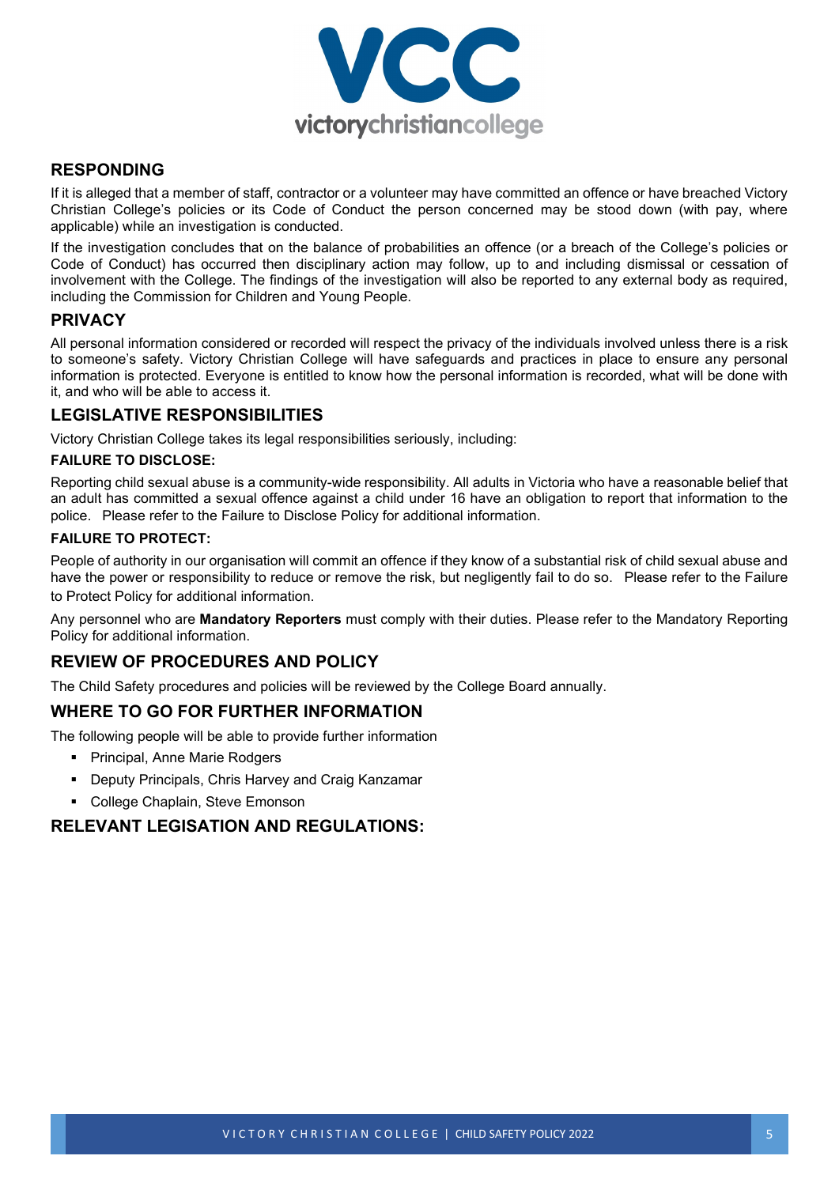## RESPONDING

If it is alleged that a member of staff, contractor or a volunteer may have committed an offence or have breached Victory Christian College's policies or its Code of Conduct the person concerned may be stood down (with pay, where applicable) while an investigation is conducted.

If the investigation concludes that on the balance of probabilities an offence (or a breach of the College's policies or Code of Conduct) has occurred then disciplinary action may follow, up to and including dismissal or cessation of involvement with the College. The findings of the investigation will also be reported to any external body as required, including the Commission for Children and Young People.

## PRIVACY

All personal information considered or recorded will respect the privacy of the individuals involved unless there is a risk to someone's safety. Victory Christian College will have safeguards and practices in place to ensure any personal information is protected. Everyone is entitled to know how the personal information is recorded, what will be done with it, and who will be able to access it.

## LEGISLATIVE RESPONSIBILITIES

Victory Christian College takes its legal responsibilities seriously, including:

### FAILURE TO DISCLOSE:

Reporting child sexual abuse is a community-wide responsibility. All adults in Victoria who have a reasonable belief that an adult has committed a sexual offence against a child under 16 have an obligation to report that information to the police. Please refer to the Failure to Disclose Policy for additional information.

### FAILURE TO PROTECT:

People of authority in our organisation will commit an offence if they know of a substantial risk of child sexual abuse and have the power or responsibility to reduce or remove the risk, but negligently fail to do so. Please refer to the Failure to Protect Policy for additional information.

Any personnel who are **Mandatory Reporters** must comply with their duties. Please refer to the Mandatory Reporting Policy for additional information.

## REVIEW OF PROCEDURES AND POLICY

The Child Safety procedures and policies will be reviewed by the College Board annually.

## WHERE TO GO FOR FURTHER INFORMATION

The following people will be able to provide further information

- Principal, Anne Marie Rodgers
- Deputy Principals, Chris Harvey and Craig Kanzamar
- College Chaplain, Steve Emonson

## RELEVANT LEGISATION AND REGULATIONS: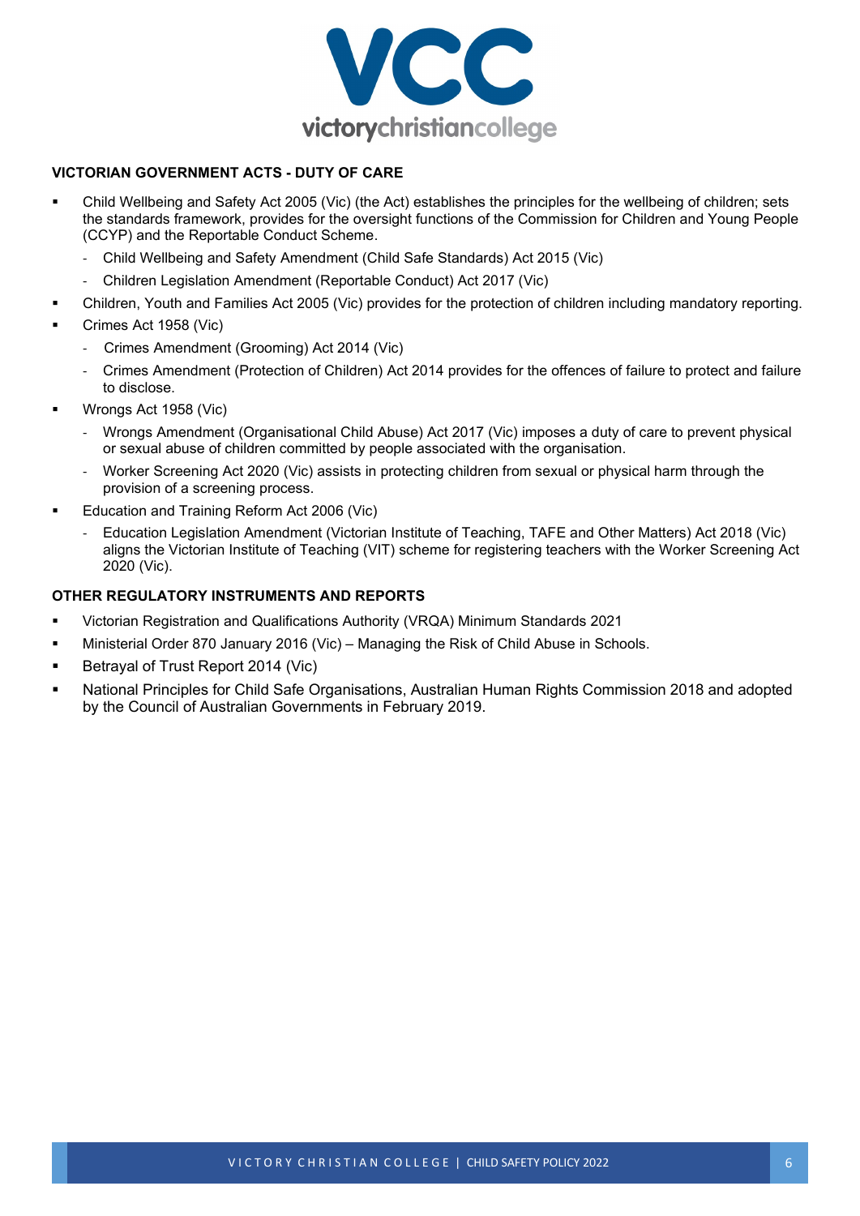**VICTORIAN GOVERNMENT ACTS - DUTY OF CARE**

- Child Wellbeing and Safety Act 2005 (Vic) (the Act) establishes the principles for the wellbeing of children; sets the standards framework, provides for the oversight functions of the Commission for Children and Young People (CCYP) and the Reportable Conduct Scheme.
  - Child Wellbeing and Safety Amendment (Child Safe Standards) Act 2015 (Vic)
  - Children Legislation Amendment (Reportable Conduct) Act 2017 (Vic)
- Children, Youth and Families Act 2005 (Vic) provides for the protection of children including mandatory reporting.
- Crimes Act 1958 (Vic)
  - Crimes Amendment (Grooming) Act 2014 (Vic)
  - Crimes Amendment (Protection of Children) Act 2014 provides for the offences of failure to protect and failure to disclose.
- Wrongs Act 1958 (Vic)
  - Wrongs Amendment (Organisational Child Abuse) Act 2017 (Vic) imposes a duty of care to prevent physical or sexual abuse of children committed by people associated with the organisation.
  - Worker Screening Act 2020 (Vic) assists in protecting children from sexual or physical harm through the provision of a screening process.
- Education and Training Reform Act 2006 (Vic)
  - Education Legislation Amendment (Victorian Institute of Teaching, TAFE and Other Matters) Act 2018 (Vic) aligns the Victorian Institute of Teaching (VIT) scheme for registering teachers with the Worker Screening Act 2020 (Vic).

**OTHER REGULATORY INSTRUMENTS AND REPORTS**

- Victorian Registration and Qualifications Authority (VRQA) Minimum Standards 2021
- Ministerial Order 870 January 2016 (Vic) – Managing the Risk of Child Abuse in Schools.
- Betrayal of Trust Report 2014 (Vic)
- National Principles for Child Safe Organisations, Australian Human Rights Commission 2018 and adopted by the Council of Australian Governments in February 2019.